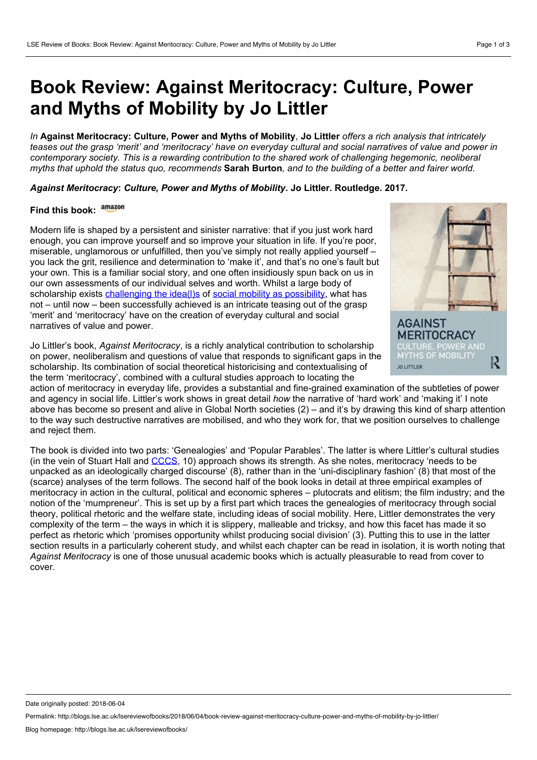# Book Review: Against Meritocracy: Culture, Power and Myths of Mobility by Jo Littler

*In* **Against Meritocracy: Culture, Power and Myths of Mobility***,* **Jo Littler** *offers a rich analysis that intricately teases out the grasp 'merit' and 'meritocracy' have on everyday cultural and social narratives of value and power in contemporary society. This is a rewarding contribution to the shared work of challenging hegemonic, neoliberal myths that uphold the status quo, recommends* **Sarah Burton***, and to the building of a better and fairer world.*

***Against Meritocracy*****:** ***Culture, Power and Myths of Mobility*****. Jo Littler. Routledge. 2017.**

**Find this book:** amazon

Modern life is shaped by a persistent and sinister narrative: that if you just work hard enough, you can improve yourself and so improve your situation in life. If you're poor, miserable, unglamorous or unfulfilled, then you've simply not really applied yourself – you lack the grit, resilience and determination to 'make it', and that's no one's fault but your own. This is a familiar social story, and one often insidiously spun back on us in our own assessments of our individual selves and worth. Whilst a large body of scholarship exists challenging the idea(l)s of social mobility as possibility, what has not – until now – been successfully achieved is an intricate teasing out of the grasp 'merit' and 'meritocracy' have on the creation of everyday cultural and social narratives of value and power.

Jo Littler's book, *Against Meritocracy*, is a richly analytical contribution to scholarship on power, neoliberalism and questions of value that responds to significant gaps in the scholarship. Its combination of social theoretical historicising and contextualising of the term 'meritocracy', combined with a cultural studies approach to locating the action of meritocracy in everyday life, provides a substantial and fine-grained examination of the subtleties of power and agency in social life. Littler's work shows in great detail *how* the narrative of 'hard work' and 'making it' I note above has become so present and alive in Global North societies (2) – and it's by drawing this kind of sharp attention to the way such destructive narratives are mobilised, and who they work for, that we position ourselves to challenge and reject them.

The book is divided into two parts: 'Genealogies' and 'Popular Parables'. The latter is where Littler's cultural studies (in the vein of Stuart Hall and CCCS, 10) approach shows its strength. As she notes, meritocracy 'needs to be unpacked as an ideologically charged discourse' (8), rather than in the 'uni-disciplinary fashion' (8) that most of the (scarce) analyses of the term follows. The second half of the book looks in detail at three empirical examples of meritocracy in action in the cultural, political and economic spheres – plutocrats and elitism; the film industry; and the notion of the 'mumpreneur'. This is set up by a first part which traces the genealogies of meritocracy through social theory, political rhetoric and the welfare state, including ideas of social mobility. Here, Littler demonstrates the very complexity of the term – the ways in which it is slippery, malleable and tricksy, and how this facet has made it so perfect as rhetoric which 'promises opportunity whilst producing social division' (3). Putting this to use in the latter section results in a particularly coherent study, and whilst each chapter can be read in isolation, it is worth noting that *Against Meritocracy* is one of those unusual academic books which is actually pleasurable to read from cover to cover.

Date originally posted: 2018-06-04

Permalink: http://blogs.lse.ac.uk/lsereviewofbooks/2018/06/04/book-review-against-meritocracy-culture-power-and-myths-of-mobility-by-jo-littler/

Blog homepage: http://blogs.lse.ac.uk/lsereviewofbooks/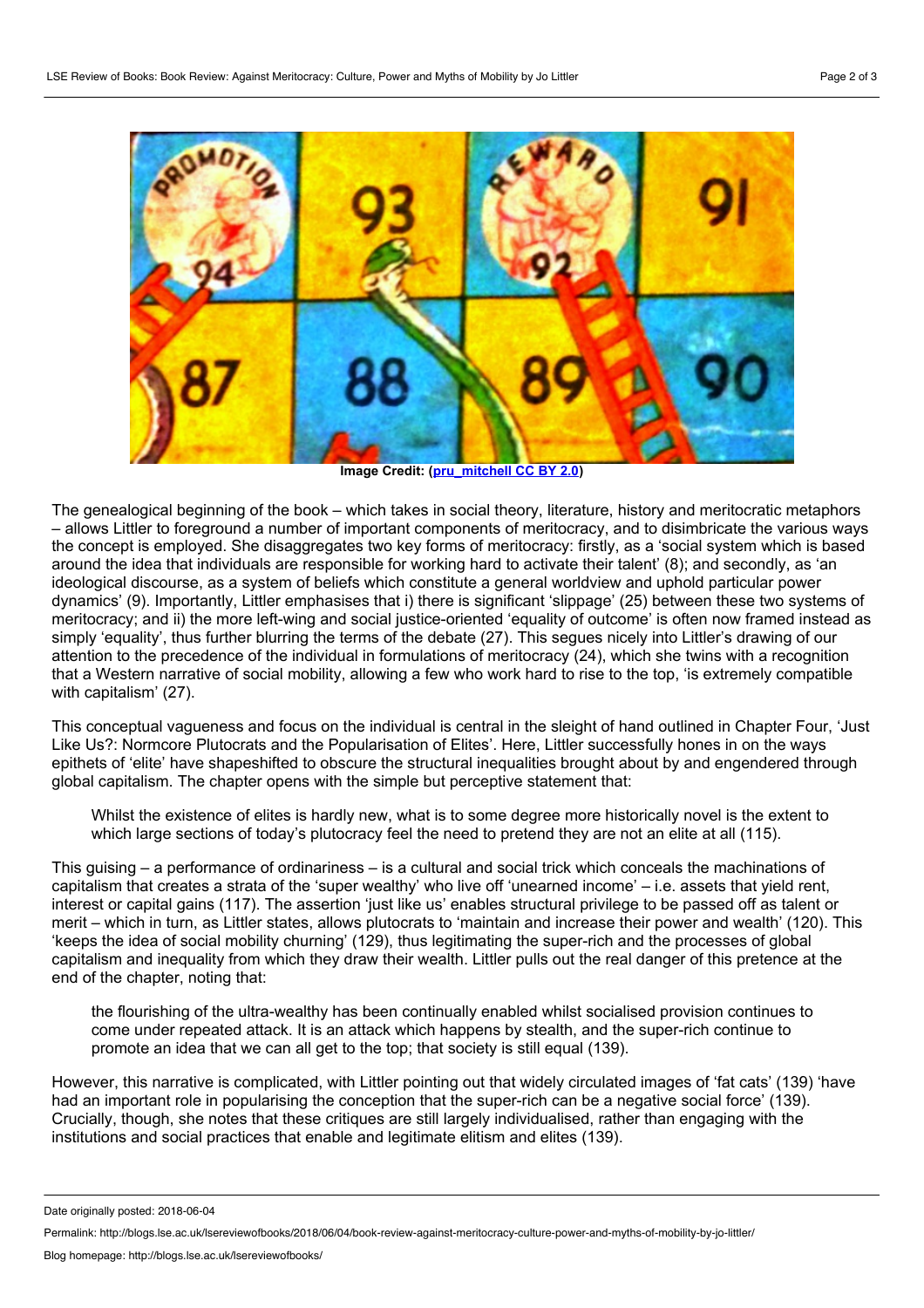Image Credit: (pru_mitchell CC BY 2.0)

The genealogical beginning of the book – which takes in social theory, literature, history and meritocratic metaphors – allows Littler to foreground a number of important components of meritocracy, and to disimbricate the various ways the concept is employed. She disaggregates two key forms of meritocracy: firstly, as a 'social system which is based around the idea that individuals are responsible for working hard to activate their talent' (8); and secondly, as 'an ideological discourse, as a system of beliefs which constitute a general worldview and uphold particular power dynamics' (9). Importantly, Littler emphasises that i) there is significant 'slippage' (25) between these two systems of meritocracy; and ii) the more left-wing and social justice-oriented 'equality of outcome' is often now framed instead as simply 'equality', thus further blurring the terms of the debate (27). This segues nicely into Littler's drawing of our attention to the precedence of the individual in formulations of meritocracy (24), which she twins with a recognition that a Western narrative of social mobility, allowing a few who work hard to rise to the top, 'is extremely compatible with capitalism' (27).

This conceptual vagueness and focus on the individual is central in the sleight of hand outlined in Chapter Four, 'Just Like Us?: Normcore Plutocrats and the Popularisation of Elites'. Here, Littler successfully hones in on the ways epithets of 'elite' have shapeshifted to obscure the structural inequalities brought about by and engendered through global capitalism. The chapter opens with the simple but perceptive statement that:

> Whilst the existence of elites is hardly new, what is to some degree more historically novel is the extent to which large sections of today's plutocracy feel the need to pretend they are not an elite at all (115).

This guising – a performance of ordinariness – is a cultural and social trick which conceals the machinations of capitalism that creates a strata of the 'super wealthy' who live off 'unearned income' – i.e. assets that yield rent, interest or capital gains (117). The assertion 'just like us' enables structural privilege to be passed off as talent or merit – which in turn, as Littler states, allows plutocrats to 'maintain and increase their power and wealth' (120). This 'keeps the idea of social mobility churning' (129), thus legitimating the super-rich and the processes of global capitalism and inequality from which they draw their wealth. Littler pulls out the real danger of this pretence at the end of the chapter, noting that:

> the flourishing of the ultra-wealthy has been continually enabled whilst socialised provision continues to come under repeated attack. It is an attack which happens by stealth, and the super-rich continue to promote an idea that we can all get to the top; that society is still equal (139).

However, this narrative is complicated, with Littler pointing out that widely circulated images of 'fat cats' (139) 'have had an important role in popularising the conception that the super-rich can be a negative social force' (139). Crucially, though, she notes that these critiques are still largely individualised, rather than engaging with the institutions and social practices that enable and legitimate elitism and elites (139).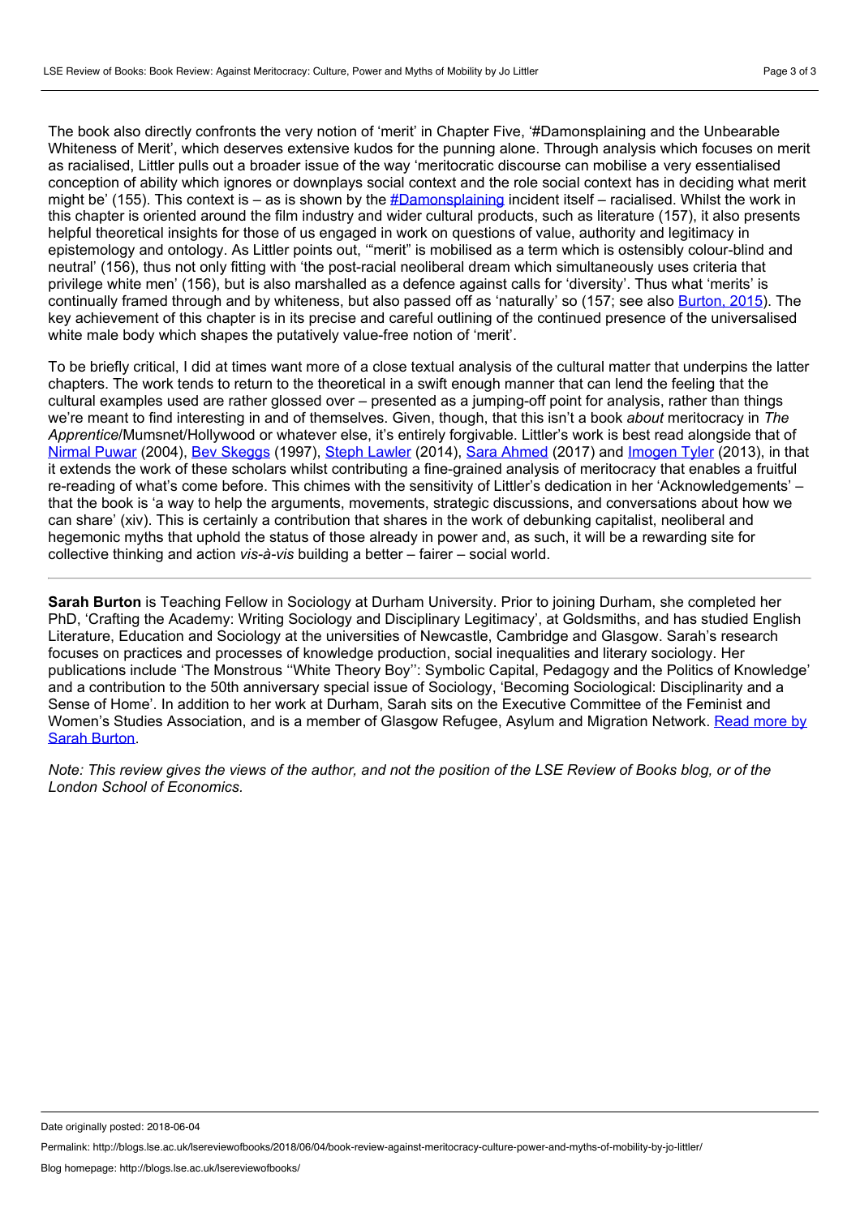The book also directly confronts the very notion of 'merit' in Chapter Five, '#Damonsplaining and the Unbearable Whiteness of Merit', which deserves extensive kudos for the punning alone. Through analysis which focuses on merit as racialised, Littler pulls out a broader issue of the way 'meritocratic discourse can mobilise a very essentialised conception of ability which ignores or downplays social context and the role social context has in deciding what merit might be' (155). This context is – as is shown by the #Damonsplaining incident itself – racialised. Whilst the work in this chapter is oriented around the film industry and wider cultural products, such as literature (157), it also presents helpful theoretical insights for those of us engaged in work on questions of value, authority and legitimacy in epistemology and ontology. As Littler points out, '"merit" is mobilised as a term which is ostensibly colour-blind and neutral' (156), thus not only fitting with 'the post-racial neoliberal dream which simultaneously uses criteria that privilege white men' (156), but is also marshalled as a defence against calls for 'diversity'. Thus what 'merits' is continually framed through and by whiteness, but also passed off as 'naturally' so (157; see also Burton, 2015). The key achievement of this chapter is in its precise and careful outlining of the continued presence of the universalised white male body which shapes the putatively value-free notion of 'merit'.

To be briefly critical, I did at times want more of a close textual analysis of the cultural matter that underpins the latter chapters. The work tends to return to the theoretical in a swift enough manner that can lend the feeling that the cultural examples used are rather glossed over – presented as a jumping-off point for analysis, rather than things we're meant to find interesting in and of themselves. Given, though, that this isn't a book *about* meritocracy in *The Apprentice*/Mumsnet/Hollywood or whatever else, it's entirely forgivable. Littler's work is best read alongside that of Nirmal Puwar (2004), Bev Skeggs (1997), Steph Lawler (2014), Sara Ahmed (2017) and Imogen Tyler (2013), in that it extends the work of these scholars whilst contributing a fine-grained analysis of meritocracy that enables a fruitful re-reading of what's come before. This chimes with the sensitivity of Littler's dedication in her 'Acknowledgements' – that the book is 'a way to help the arguments, movements, strategic discussions, and conversations about how we can share' (xiv). This is certainly a contribution that shares in the work of debunking capitalist, neoliberal and hegemonic myths that uphold the status of those already in power and, as such, it will be a rewarding site for collective thinking and action *vis-à-vis* building a better – fairer – social world.

---

**Sarah Burton** is Teaching Fellow in Sociology at Durham University. Prior to joining Durham, she completed her PhD, 'Crafting the Academy: Writing Sociology and Disciplinary Legitimacy', at Goldsmiths, and has studied English Literature, Education and Sociology at the universities of Newcastle, Cambridge and Glasgow. Sarah's research focuses on practices and processes of knowledge production, social inequalities and literary sociology. Her publications include 'The Monstrous ''White Theory Boy'': Symbolic Capital, Pedagogy and the Politics of Knowledge' and a contribution to the 50th anniversary special issue of Sociology, 'Becoming Sociological: Disciplinarity and a Sense of Home'. In addition to her work at Durham, Sarah sits on the Executive Committee of the Feminist and Women's Studies Association, and is a member of Glasgow Refugee, Asylum and Migration Network. Read more by Sarah Burton.

*Note: This review gives the views of the author, and not the position of the LSE Review of Books blog, or of the London School of Economics.*